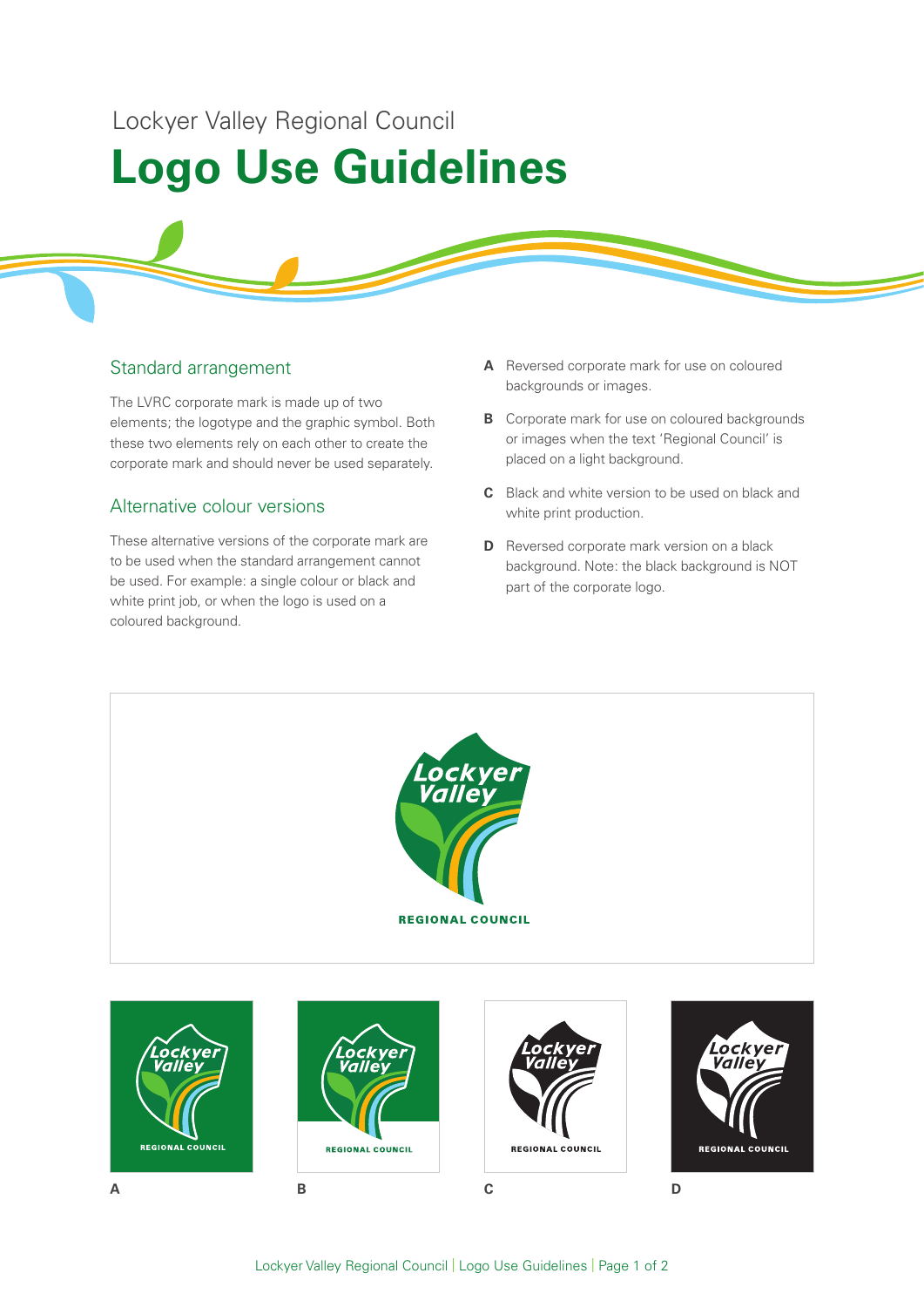Lockyer Valley Regional Council

# Logo Use Guidelines

## Standard arrangement

The LVRC corporate mark is made up of two elements; the logotype and the graphic symbol. Both these two elements rely on each other to create the corporate mark and should never be used separately.

## Alternative colour versions

These alternative versions of the corporate mark are to be used when the standard arrangement cannot be used. For example: a single colour or black and white print job, or when the logo is used on a coloured background.

**A** Reversed corporate mark for use on coloured backgrounds or images.

**B** Corporate mark for use on coloured backgrounds or images when the text 'Regional Council' is placed on a light background.

**C** Black and white version to be used on black and white print production.

**D** Reversed corporate mark version on a black background. Note: the black background is NOT part of the corporate logo.

Lockyer Valley
REGIONAL COUNCIL

A

B

C

D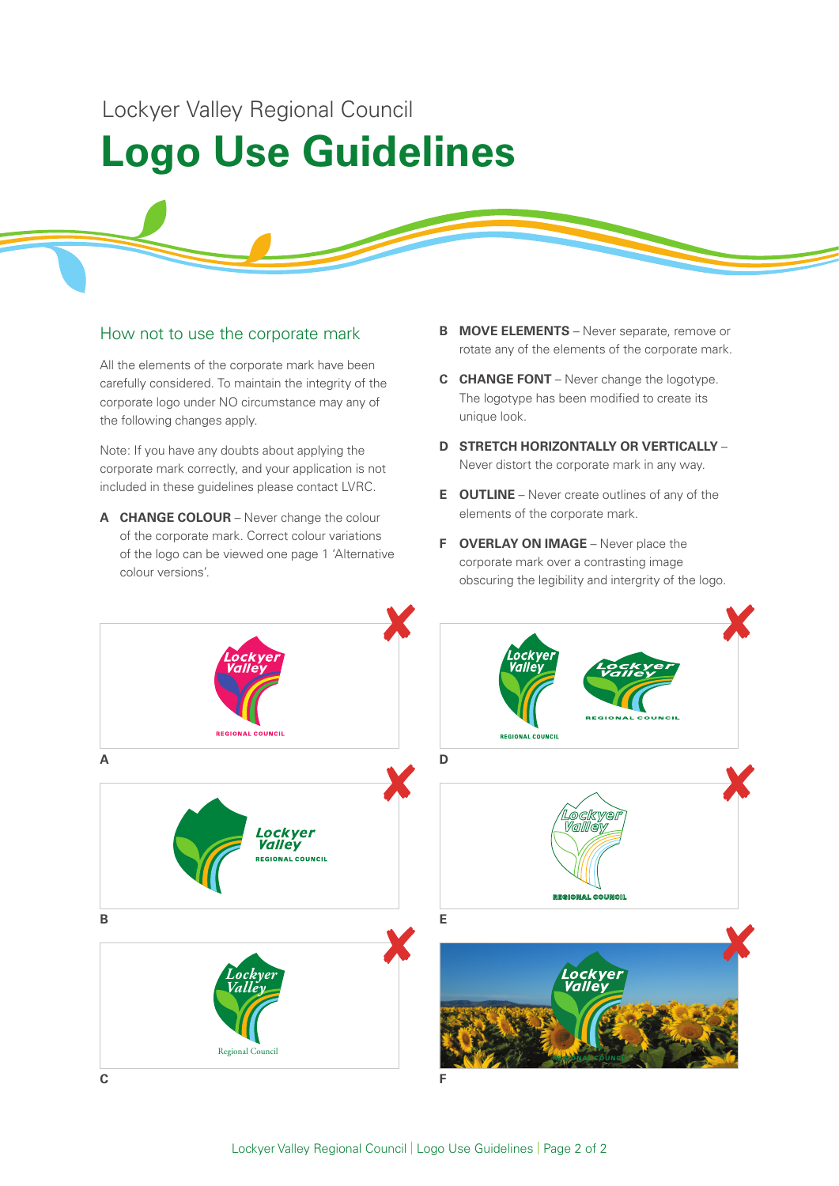Lockyer Valley Regional Council

# Logo Use Guidelines

## How not to use the corporate mark

All the elements of the corporate mark have been carefully considered. To maintain the integrity of the corporate logo under NO circumstance may any of the following changes apply.

Note: If you have any doubts about applying the corporate mark correctly, and your application is not included in these guidelines please contact LVRC.

**A CHANGE COLOUR** – Never change the colour of the corporate mark. Correct colour variations of the logo can be viewed one page 1 'Alternative colour versions'.

**B MOVE ELEMENTS** – Never separate, remove or rotate any of the elements of the corporate mark.

**C CHANGE FONT** – Never change the logotype. The logotype has been modified to create its unique look.

**D STRETCH HORIZONTALLY OR VERTICALLY** – Never distort the corporate mark in any way.

**E OUTLINE** – Never create outlines of any of the elements of the corporate mark.

**F OVERLAY ON IMAGE** – Never place the corporate mark over a contrasting image obscuring the legibility and intergrity of the logo.

A

B

C

D

E

F